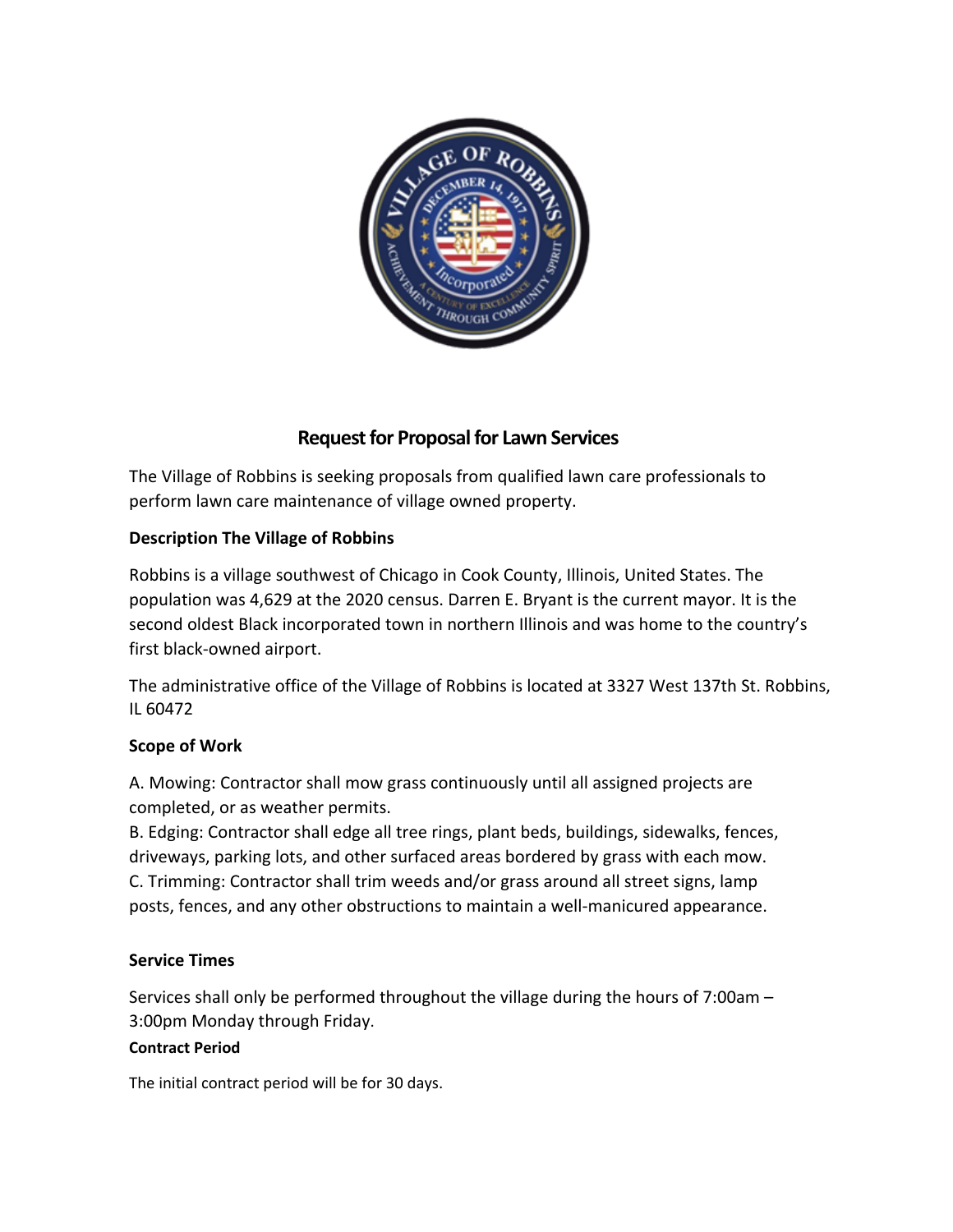# Request for Proposal for Lawn Services

The Village of Robbins is seeking proposals from qualified lawn care professionals to perform lawn care maintenance of village owned property.

**Description The Village of Robbins**

Robbins is a village southwest of Chicago in Cook County, Illinois, United States. The population was 4,629 at the 2020 census. Darren E. Bryant is the current mayor. It is the second oldest Black incorporated town in northern Illinois and was home to the country's first black-owned airport.

The administrative office of the Village of Robbins is located at 3327 West 137th St. Robbins, IL 60472

**Scope of Work**

A. Mowing: Contractor shall mow grass continuously until all assigned projects are completed, or as weather permits.
B. Edging: Contractor shall edge all tree rings, plant beds, buildings, sidewalks, fences, driveways, parking lots, and other surfaced areas bordered by grass with each mow.
C. Trimming: Contractor shall trim weeds and/or grass around all street signs, lamp posts, fences, and any other obstructions to maintain a well-manicured appearance.

**Service Times**

Services shall only be performed throughout the village during the hours of 7:00am – 3:00pm Monday through Friday.

**Contract Period**

The initial contract period will be for 30 days.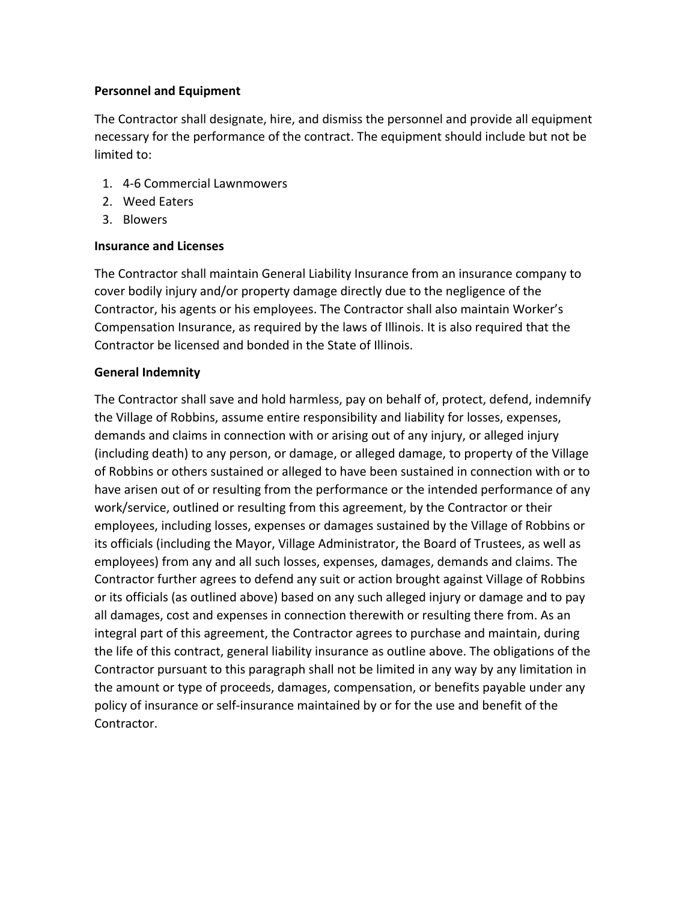**Personnel and Equipment**

The Contractor shall designate, hire, and dismiss the personnel and provide all equipment necessary for the performance of the contract. The equipment should include but not be limited to:

1. 4-6 Commercial Lawnmowers
2. Weed Eaters
3. Blowers

**Insurance and Licenses**

The Contractor shall maintain General Liability Insurance from an insurance company to cover bodily injury and/or property damage directly due to the negligence of the Contractor, his agents or his employees. The Contractor shall also maintain Worker's Compensation Insurance, as required by the laws of Illinois. It is also required that the Contractor be licensed and bonded in the State of Illinois.

**General Indemnity**

The Contractor shall save and hold harmless, pay on behalf of, protect, defend, indemnify the Village of Robbins, assume entire responsibility and liability for losses, expenses, demands and claims in connection with or arising out of any injury, or alleged injury (including death) to any person, or damage, or alleged damage, to property of the Village of Robbins or others sustained or alleged to have been sustained in connection with or to have arisen out of or resulting from the performance or the intended performance of any work/service, outlined or resulting from this agreement, by the Contractor or their employees, including losses, expenses or damages sustained by the Village of Robbins or its officials (including the Mayor, Village Administrator, the Board of Trustees, as well as employees) from any and all such losses, expenses, damages, demands and claims. The Contractor further agrees to defend any suit or action brought against Village of Robbins or its officials (as outlined above) based on any such alleged injury or damage and to pay all damages, cost and expenses in connection therewith or resulting there from. As an integral part of this agreement, the Contractor agrees to purchase and maintain, during the life of this contract, general liability insurance as outline above. The obligations of the Contractor pursuant to this paragraph shall not be limited in any way by any limitation in the amount or type of proceeds, damages, compensation, or benefits payable under any policy of insurance or self-insurance maintained by or for the use and benefit of the Contractor.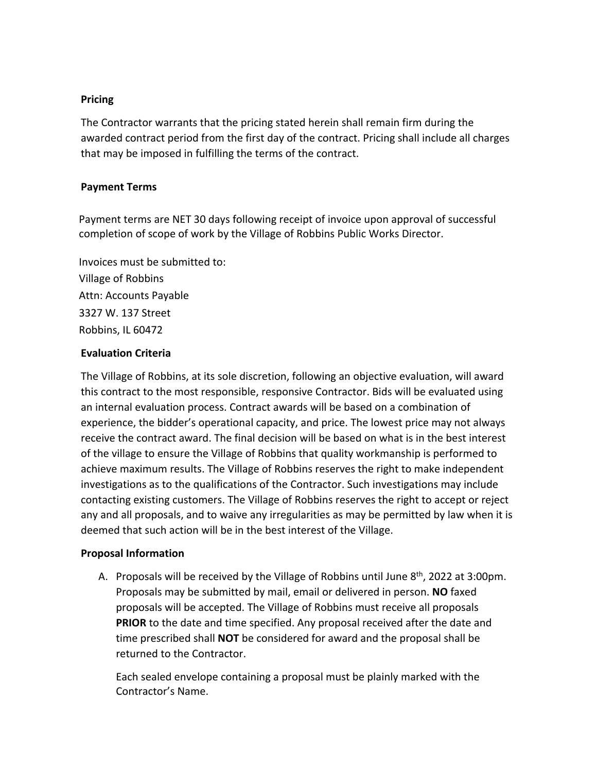**Pricing**

The Contractor warrants that the pricing stated herein shall remain firm during the awarded contract period from the first day of the contract. Pricing shall include all charges that may be imposed in fulfilling the terms of the contract.

**Payment Terms**

Payment terms are NET 30 days following receipt of invoice upon approval of successful completion of scope of work by the Village of Robbins Public Works Director.

Invoices must be submitted to:
Village of Robbins
Attn: Accounts Payable
3327 W. 137 Street
Robbins, IL 60472

**Evaluation Criteria**

The Village of Robbins, at its sole discretion, following an objective evaluation, will award this contract to the most responsible, responsive Contractor. Bids will be evaluated using an internal evaluation process. Contract awards will be based on a combination of experience, the bidder's operational capacity, and price. The lowest price may not always receive the contract award. The final decision will be based on what is in the best interest of the village to ensure the Village of Robbins that quality workmanship is performed to achieve maximum results. The Village of Robbins reserves the right to make independent investigations as to the qualifications of the Contractor. Such investigations may include contacting existing customers. The Village of Robbins reserves the right to accept or reject any and all proposals, and to waive any irregularities as may be permitted by law when it is deemed that such action will be in the best interest of the Village.

**Proposal Information**

A. Proposals will be received by the Village of Robbins until June 8th, 2022 at 3:00pm. Proposals may be submitted by mail, email or delivered in person. **NO** faxed proposals will be accepted. The Village of Robbins must receive all proposals **PRIOR** to the date and time specified. Any proposal received after the date and time prescribed shall **NOT** be considered for award and the proposal shall be returned to the Contractor.

   Each sealed envelope containing a proposal must be plainly marked with the Contractor's Name.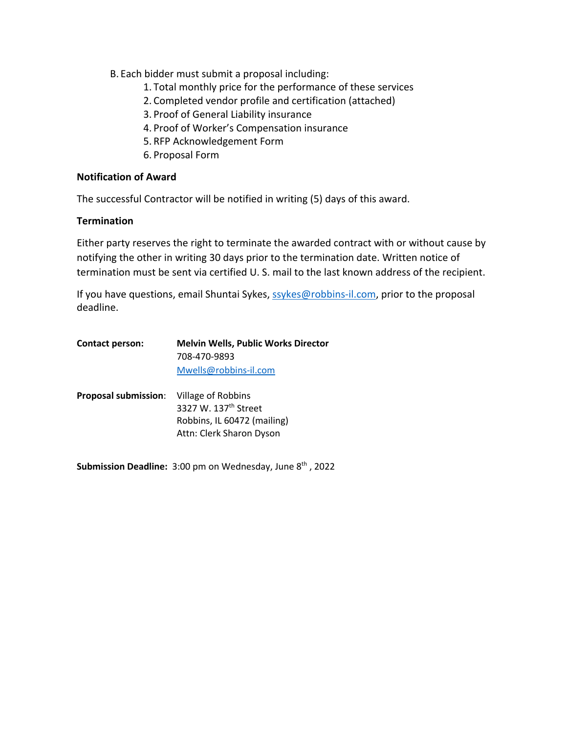B. Each bidder must submit a proposal including:

1. Total monthly price for the performance of these services
2. Completed vendor profile and certification (attached)
3. Proof of General Liability insurance
4. Proof of Worker's Compensation insurance
5. RFP Acknowledgement Form
6. Proposal Form

**Notification of Award**

The successful Contractor will be notified in writing (5) days of this award.

**Termination**

Either party reserves the right to terminate the awarded contract with or without cause by notifying the other in writing 30 days prior to the termination date. Written notice of termination must be sent via certified U. S. mail to the last known address of the recipient.

If you have questions, email Shuntai Sykes, ssykes@robbins-il.com, prior to the proposal deadline.

**Contact person:** **Melvin Wells, Public Works Director**
708-470-9893
Mwells@robbins-il.com

**Proposal submission**: Village of Robbins
3327 W. 137th Street
Robbins, IL 60472 (mailing)
Attn: Clerk Sharon Dyson

**Submission Deadline:** 3:00 pm on Wednesday, June 8th , 2022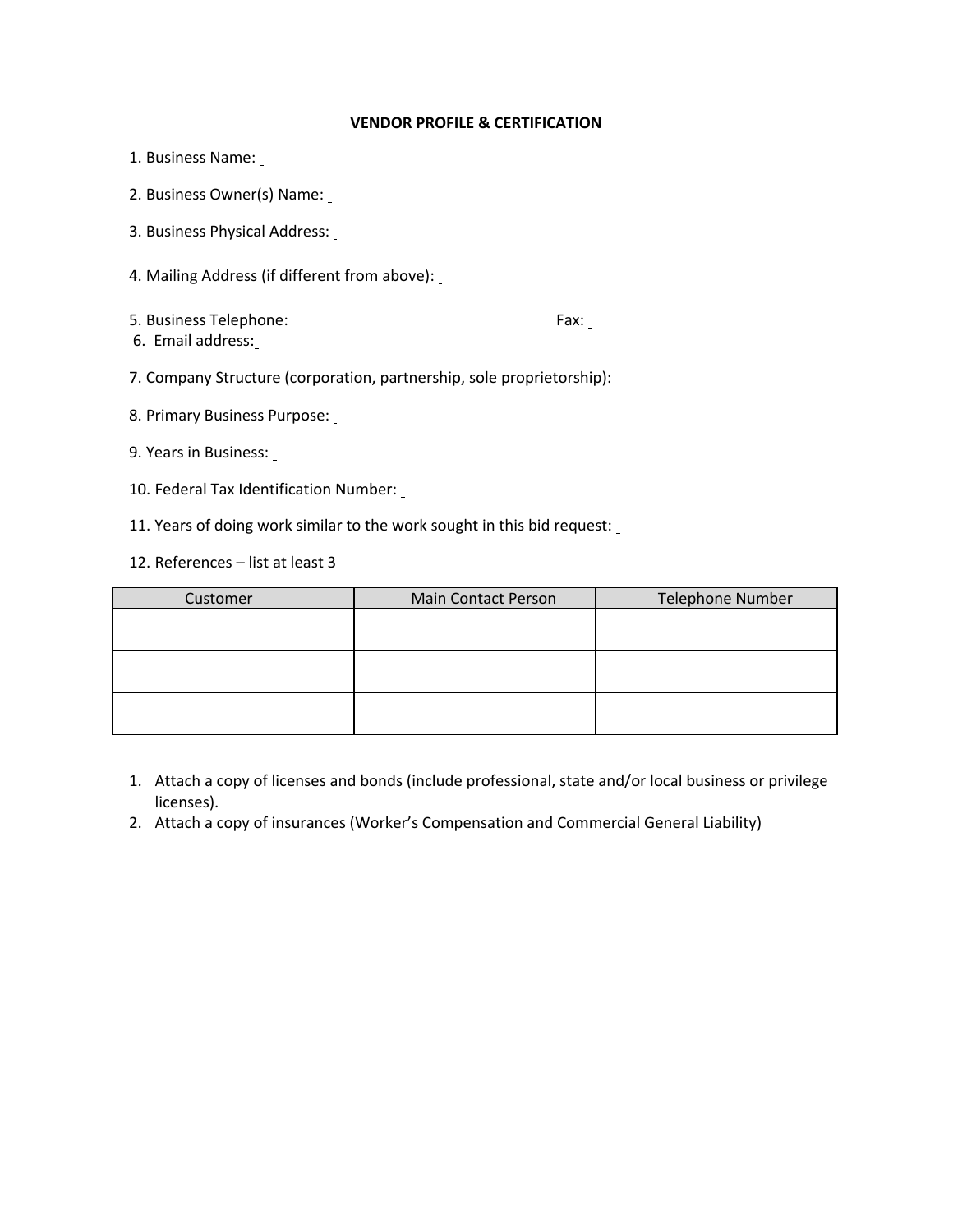**VENDOR PROFILE & CERTIFICATION**

1. Business Name:
2. Business Owner(s) Name:
3. Business Physical Address:
4. Mailing Address (if different from above):
5. Business Telephone: Fax:
6. Email address:
7. Company Structure (corporation, partnership, sole proprietorship):
8. Primary Business Purpose:
9. Years in Business:
10. Federal Tax Identification Number:
11. Years of doing work similar to the work sought in this bid request:
12. References – list at least 3

| Customer | Main Contact Person | Telephone Number |
| --- | --- | --- |
| | | |
| | | |
| | | |

1. Attach a copy of licenses and bonds (include professional, state and/or local business or privilege licenses).
2. Attach a copy of insurances (Worker's Compensation and Commercial General Liability)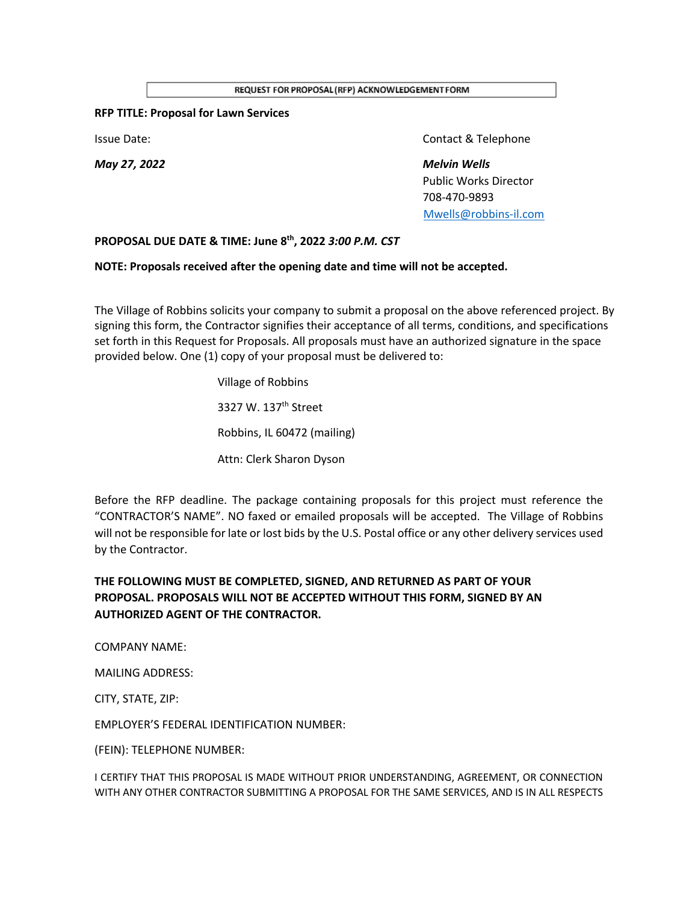**REQUEST FOR PROPOSAL (RFP) ACKNOWLEDGEMENT FORM**

**RFP TITLE: Proposal for Lawn Services**

Issue Date:

***May 27, 2022***

Contact & Telephone

***Melvin Wells***
Public Works Director
708-470-9893
Mwells@robbins-il.com

**PROPOSAL DUE DATE & TIME: June 8th, 2022 *3:00 P.M. CST***

**NOTE: Proposals received after the opening date and time will not be accepted.**

The Village of Robbins solicits your company to submit a proposal on the above referenced project. By signing this form, the Contractor signifies their acceptance of all terms, conditions, and specifications set forth in this Request for Proposals. All proposals must have an authorized signature in the space provided below. One (1) copy of your proposal must be delivered to:

Village of Robbins

3327 W. 137th Street

Robbins, IL 60472 (mailing)

Attn: Clerk Sharon Dyson

Before the RFP deadline. The package containing proposals for this project must reference the "CONTRACTOR'S NAME". NO faxed or emailed proposals will be accepted. The Village of Robbins will not be responsible for late or lost bids by the U.S. Postal office or any other delivery services used by the Contractor.

**THE FOLLOWING MUST BE COMPLETED, SIGNED, AND RETURNED AS PART OF YOUR PROPOSAL. PROPOSALS WILL NOT BE ACCEPTED WITHOUT THIS FORM, SIGNED BY AN AUTHORIZED AGENT OF THE CONTRACTOR.**

COMPANY NAME:

MAILING ADDRESS:

CITY, STATE, ZIP:

EMPLOYER'S FEDERAL IDENTIFICATION NUMBER:

(FEIN): TELEPHONE NUMBER:

I CERTIFY THAT THIS PROPOSAL IS MADE WITHOUT PRIOR UNDERSTANDING, AGREEMENT, OR CONNECTION WITH ANY OTHER CONTRACTOR SUBMITTING A PROPOSAL FOR THE SAME SERVICES, AND IS IN ALL RESPECTS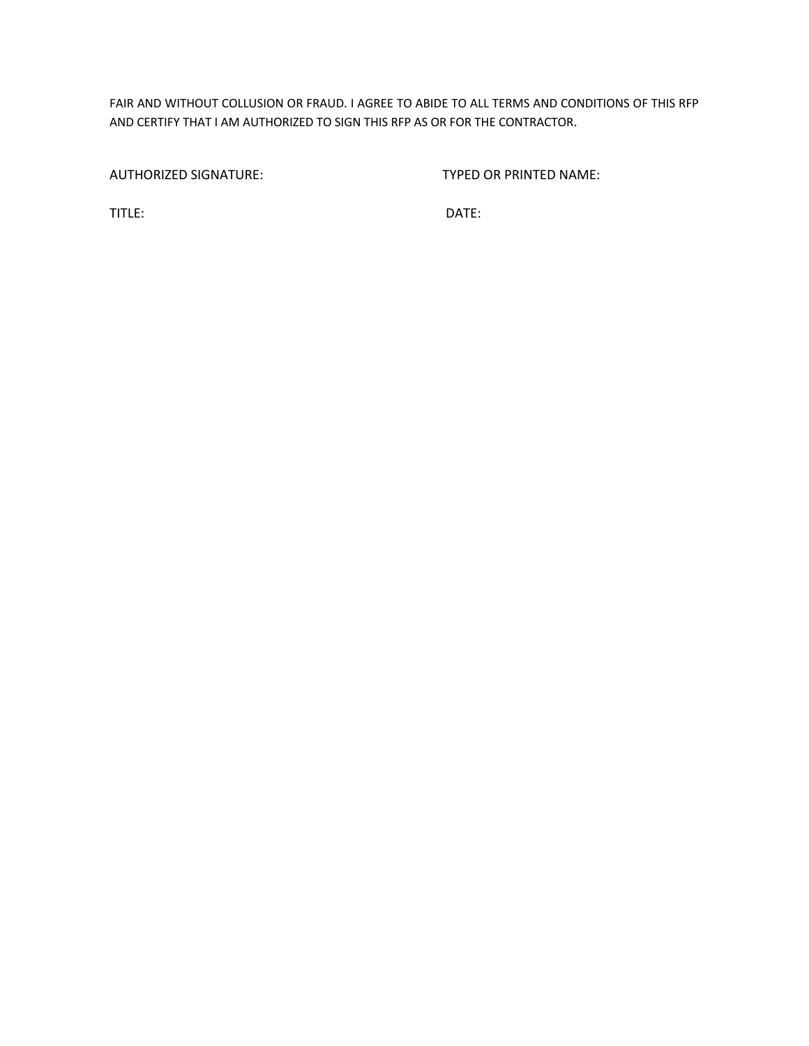FAIR AND WITHOUT COLLUSION OR FRAUD. I AGREE TO ABIDE TO ALL TERMS AND CONDITIONS OF THIS RFP AND CERTIFY THAT I AM AUTHORIZED TO SIGN THIS RFP AS OR FOR THE CONTRACTOR.

AUTHORIZED SIGNATURE: TYPED OR PRINTED NAME:

TITLE: DATE: